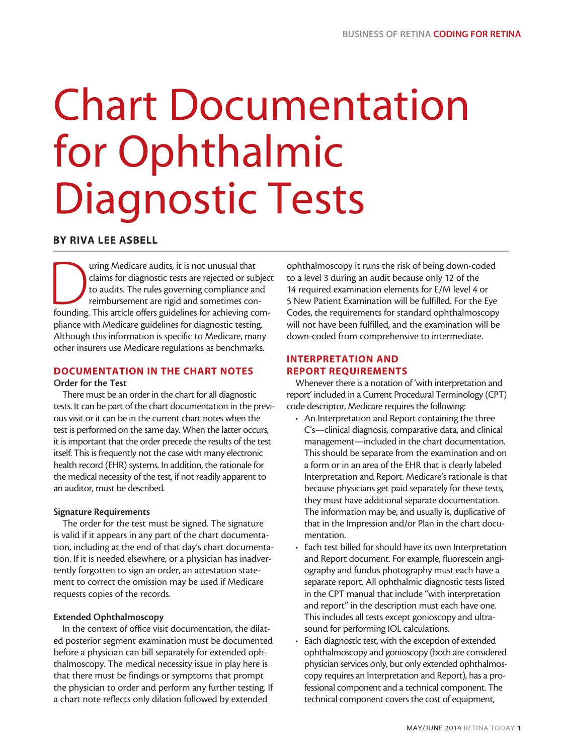# Chart Documentation for Ophthalmic Diagnostic Tests

**BY RIVA LEE ASBELL**

During Medicare audits, it is not unusual that claims for diagnostic tests are rejected or subject to audits. The rules governing compliance and reimbursement are rigid and sometimes confounding. This article offers guidelines for achieving compliance with Medicare guidelines for diagnostic testing. Although this information is specific to Medicare, many other insurers use Medicare regulations as benchmarks.

## DOCUMENTATION IN THE CHART NOTES

### Order for the Test

There must be an order in the chart for all diagnostic tests. It can be part of the chart documentation in the previous visit or it can be in the current chart notes when the test is performed on the same day. When the latter occurs, it is important that the order precede the results of the test itself. This is frequently not the case with many electronic health record (EHR) systems. In addition, the rationale for the medical necessity of the test, if not readily apparent to an auditor, must be described.

### Signature Requirements

The order for the test must be signed. The signature is valid if it appears in any part of the chart documentation, including at the end of that day's chart documentation. If it is needed elsewhere, or a physician has inadvertently forgotten to sign an order, an attestation statement to correct the omission may be used if Medicare requests copies of the records.

### Extended Ophthalmoscopy

In the context of office visit documentation, the dilated posterior segment examination must be documented before a physician can bill separately for extended ophthalmoscopy. The medical necessity issue in play here is that there must be findings or symptoms that prompt the physician to order and perform any further testing. If a chart note reflects only dilation followed by extended ophthalmoscopy it runs the risk of being down-coded to a level 3 during an audit because only 12 of the 14 required examination elements for E/M level 4 or 5 New Patient Examination will be fulfilled. For the Eye Codes, the requirements for standard ophthalmoscopy will not have been fulfilled, and the examination will be down-coded from comprehensive to intermediate.

## INTERPRETATION AND REPORT REQUIREMENTS

Whenever there is a notation of 'with interpretation and report' included in a Current Procedural Terminology (CPT) code descriptor, Medicare requires the following:

- An Interpretation and Report containing the three C's—clinical diagnosis, comparative data, and clinical management—included in the chart documentation. This should be separate from the examination and on a form or in an area of the EHR that is clearly labeled Interpretation and Report. Medicare's rationale is that because physicians get paid separately for these tests, they must have additional separate documentation. The information may be, and usually is, duplicative of that in the Impression and/or Plan in the chart documentation.
- Each test billed for should have its own Interpretation and Report document. For example, fluorescein angiography and fundus photography must each have a separate report. All ophthalmic diagnostic tests listed in the CPT manual that include "with interpretation and report" in the description must each have one. This includes all tests except gonioscopy and ultrasound for performing IOL calculations.
- Each diagnostic test, with the exception of extended ophthalmoscopy and gonioscopy (both are considered physician services only, but only extended ophthalmoscopy requires an Interpretation and Report), has a professional component and a technical component. The technical component covers the cost of equipment,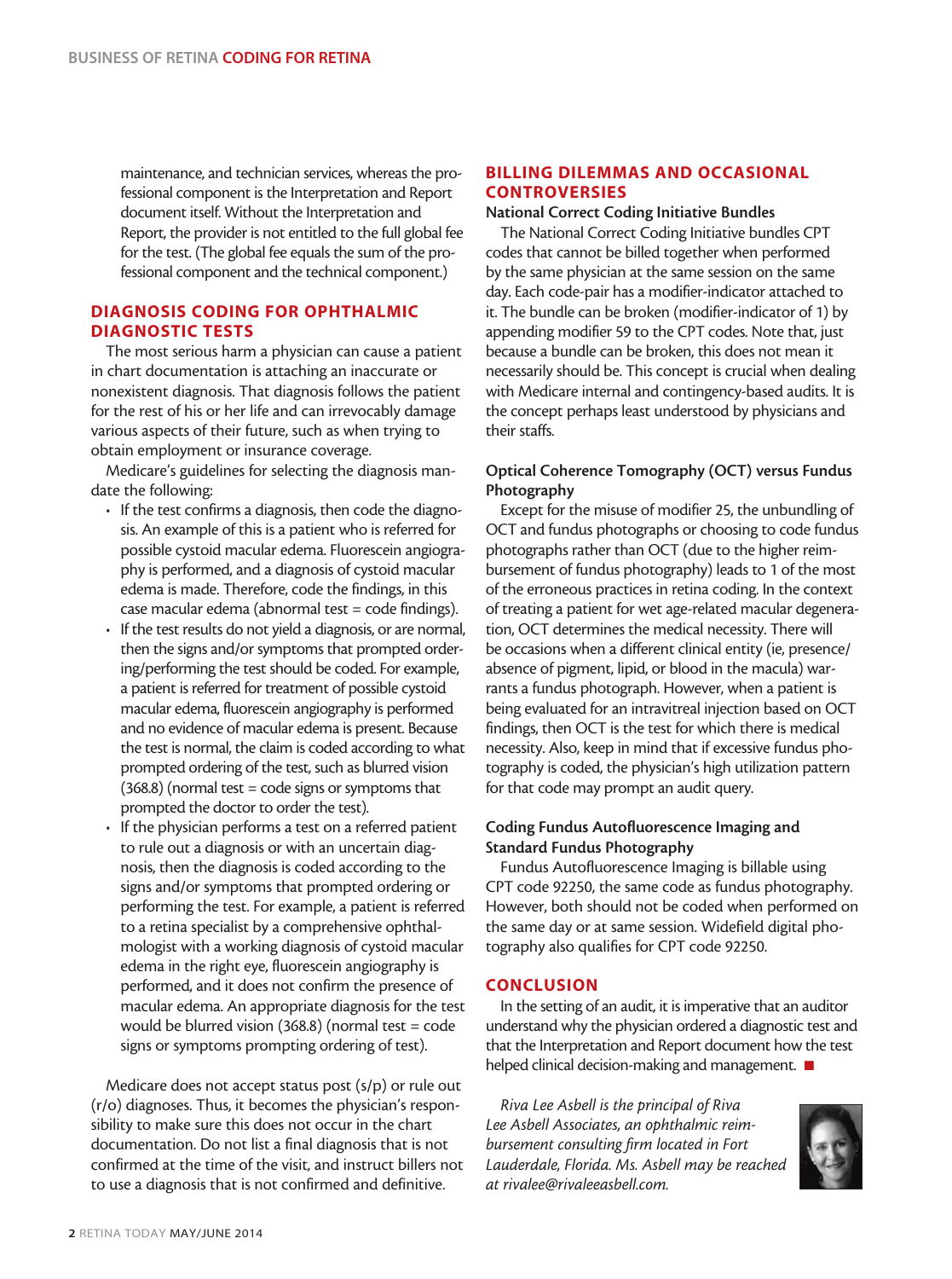maintenance, and technician services, whereas the professional component is the Interpretation and Report document itself. Without the Interpretation and Report, the provider is not entitled to the full global fee for the test. (The global fee equals the sum of the professional component and the technical component.)

## DIAGNOSIS CODING FOR OPHTHALMIC DIAGNOSTIC TESTS

The most serious harm a physician can cause a patient in chart documentation is attaching an inaccurate or nonexistent diagnosis. That diagnosis follows the patient for the rest of his or her life and can irrevocably damage various aspects of their future, such as when trying to obtain employment or insurance coverage.

Medicare's guidelines for selecting the diagnosis mandate the following:

- If the test confirms a diagnosis, then code the diagnosis. An example of this is a patient who is referred for possible cystoid macular edema. Fluorescein angiography is performed, and a diagnosis of cystoid macular edema is made. Therefore, code the findings, in this case macular edema (abnormal test = code findings).
- If the test results do not yield a diagnosis, or are normal, then the signs and/or symptoms that prompted ordering/performing the test should be coded. For example, a patient is referred for treatment of possible cystoid macular edema, fluorescein angiography is performed and no evidence of macular edema is present. Because the test is normal, the claim is coded according to what prompted ordering of the test, such as blurred vision (368.8) (normal test = code signs or symptoms that prompted the doctor to order the test).
- If the physician performs a test on a referred patient to rule out a diagnosis or with an uncertain diagnosis, then the diagnosis is coded according to the signs and/or symptoms that prompted ordering or performing the test. For example, a patient is referred to a retina specialist by a comprehensive ophthalmologist with a working diagnosis of cystoid macular edema in the right eye, fluorescein angiography is performed, and it does not confirm the presence of macular edema. An appropriate diagnosis for the test would be blurred vision (368.8) (normal test = code signs or symptoms prompting ordering of test).

Medicare does not accept status post (s/p) or rule out (r/o) diagnoses. Thus, it becomes the physician's responsibility to make sure this does not occur in the chart documentation. Do not list a final diagnosis that is not confirmed at the time of the visit, and instruct billers not to use a diagnosis that is not confirmed and definitive.

## BILLING DILEMMAS AND OCCASIONAL CONTROVERSIES

### National Correct Coding Initiative Bundles

The National Correct Coding Initiative bundles CPT codes that cannot be billed together when performed by the same physician at the same session on the same day. Each code-pair has a modifier-indicator attached to it. The bundle can be broken (modifier-indicator of 1) by appending modifier 59 to the CPT codes. Note that, just because a bundle can be broken, this does not mean it necessarily should be. This concept is crucial when dealing with Medicare internal and contingency-based audits. It is the concept perhaps least understood by physicians and their staffs.

### Optical Coherence Tomography (OCT) versus Fundus Photography

Except for the misuse of modifier 25, the unbundling of OCT and fundus photographs or choosing to code fundus photographs rather than OCT (due to the higher reimbursement of fundus photography) leads to 1 of the most of the erroneous practices in retina coding. In the context of treating a patient for wet age-related macular degeneration, OCT determines the medical necessity. There will be occasions when a different clinical entity (ie, presence/absence of pigment, lipid, or blood in the macula) warrants a fundus photograph. However, when a patient is being evaluated for an intravitreal injection based on OCT findings, then OCT is the test for which there is medical necessity. Also, keep in mind that if excessive fundus photography is coded, the physician's high utilization pattern for that code may prompt an audit query.

### Coding Fundus Autofluorescence Imaging and Standard Fundus Photography

Fundus Autofluorescence Imaging is billable using CPT code 92250, the same code as fundus photography. However, both should not be coded when performed on the same day or at same session. Widefield digital photography also qualifies for CPT code 92250.

## CONCLUSION

In the setting of an audit, it is imperative that an auditor understand why the physician ordered a diagnostic test and that the Interpretation and Report document how the test helped clinical decision-making and management. ■

*Riva Lee Asbell is the principal of Riva Lee Asbell Associates, an ophthalmic reimbursement consulting firm located in Fort Lauderdale, Florida. Ms. Asbell may be reached at rivalee@rivaleeasbell.com.*